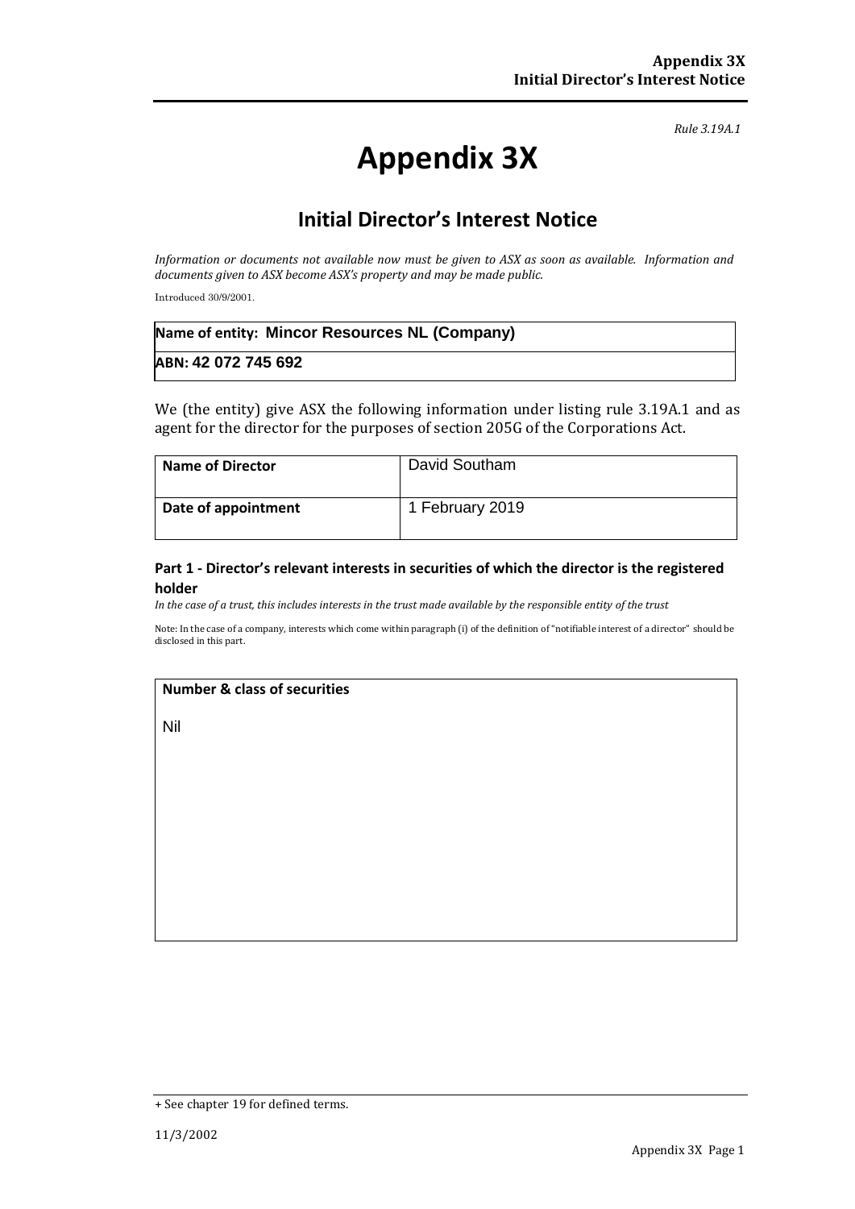*Rule 3.19A.1*

# Appendix 3X

## Initial Director's Interest Notice

*Information or documents not available now must be given to ASX as soon as available. Information and documents given to ASX become ASX's property and may be made public.*

Introduced 30/9/2001.

| |
|---|
| **Name of entity: Mincor Resources NL (Company)** |
| **ABN: 42 072 745 692** |

We (the entity) give ASX the following information under listing rule 3.19A.1 and as agent for the director for the purposes of section 205G of the Corporations Act.

| | |
|---|---|
| **Name of Director** | David Southam |
| **Date of appointment** | 1 February 2019 |

### Part 1 - Director's relevant interests in securities of which the director is the registered holder

*In the case of a trust, this includes interests in the trust made available by the responsible entity of the trust*

Note: In the case of a company, interests which come within paragraph (i) of the definition of "notifiable interest of a director" should be disclosed in this part.

| **Number & class of securities** |
|---|
| Nil |

+ See chapter 19 for defined terms.

11/3/2002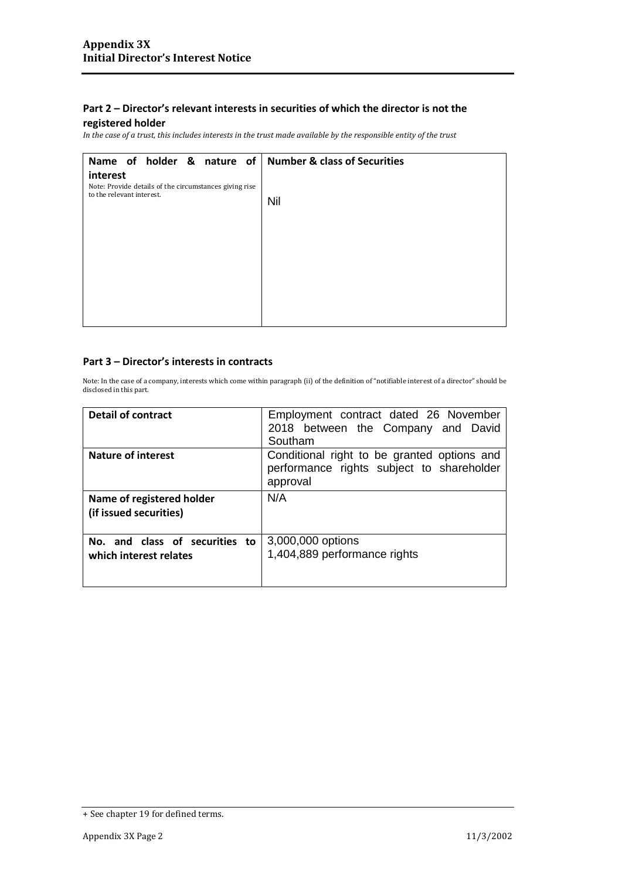## Part 2 – Director's relevant interests in securities of which the director is not the registered holder

*In the case of a trust, this includes interests in the trust made available by the responsible entity of the trust*

| Name of holder & nature of interest<br>Note: Provide details of the circumstances giving rise to the relevant interest. | Number & class of Securities |
|---|---|
| | Nil |

## Part 3 – Director's interests in contracts

Note: In the case of a company, interests which come within paragraph (ii) of the definition of "notifiable interest of a director" should be disclosed in this part.

| | |
|---|---|
| **Detail of contract** | Employment contract dated 26 November 2018 between the Company and David Southam |
| **Nature of interest** | Conditional right to be granted options and performance rights subject to shareholder approval |
| **Name of registered holder (if issued securities)** | N/A |
| **No. and class of securities to which interest relates** | 3,000,000 options<br>1,404,889 performance rights |

+ See chapter 19 for defined terms.